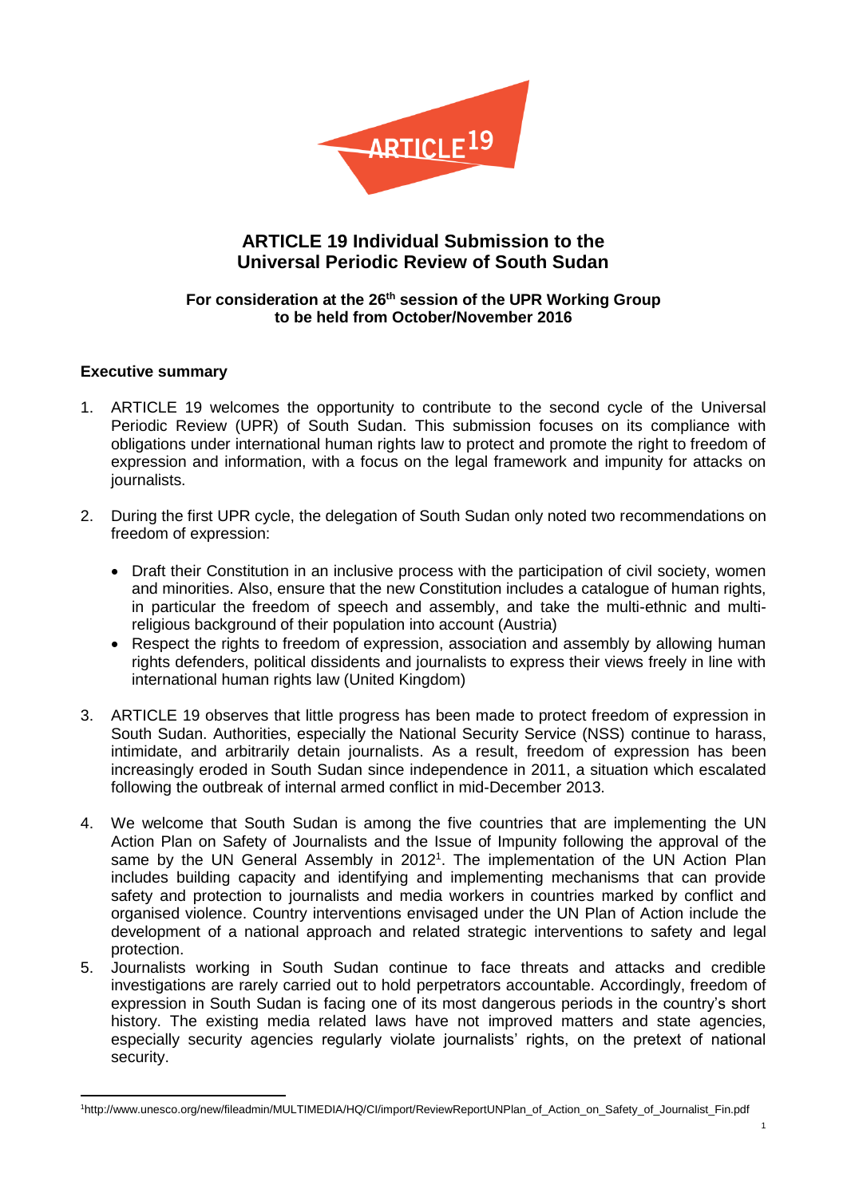# ARTICLE 19 Individual Submission to the Universal Periodic Review of South Sudan

**For consideration at the 26th session of the UPR Working Group to be held from October/November 2016**

## Executive summary

1. ARTICLE 19 welcomes the opportunity to contribute to the second cycle of the Universal Periodic Review (UPR) of South Sudan. This submission focuses on its compliance with obligations under international human rights law to protect and promote the right to freedom of expression and information, with a focus on the legal framework and impunity for attacks on journalists.

2. During the first UPR cycle, the delegation of South Sudan only noted two recommendations on freedom of expression:

   - Draft their Constitution in an inclusive process with the participation of civil society, women and minorities. Also, ensure that the new Constitution includes a catalogue of human rights, in particular the freedom of speech and assembly, and take the multi-ethnic and multi-religious background of their population into account (Austria)
   - Respect the rights to freedom of expression, association and assembly by allowing human rights defenders, political dissidents and journalists to express their views freely in line with international human rights law (United Kingdom)

3. ARTICLE 19 observes that little progress has been made to protect freedom of expression in South Sudan. Authorities, especially the National Security Service (NSS) continue to harass, intimidate, and arbitrarily detain journalists. As a result, freedom of expression has been increasingly eroded in South Sudan since independence in 2011, a situation which escalated following the outbreak of internal armed conflict in mid-December 2013.

4. We welcome that South Sudan is among the five countries that are implementing the UN Action Plan on Safety of Journalists and the Issue of Impunity following the approval of the same by the UN General Assembly in 2012[1]. The implementation of the UN Action Plan includes building capacity and identifying and implementing mechanisms that can provide safety and protection to journalists and media workers in countries marked by conflict and organised violence. Country interventions envisaged under the UN Plan of Action include the development of a national approach and related strategic interventions to safety and legal protection.

5. Journalists working in South Sudan continue to face threats and attacks and credible investigations are rarely carried out to hold perpetrators accountable. Accordingly, freedom of expression in South Sudan is facing one of its most dangerous periods in the country's short history. The existing media related laws have not improved matters and state agencies, especially security agencies regularly violate journalists' rights, on the pretext of national security.

---

[1] http://www.unesco.org/new/fileadmin/MULTIMEDIA/HQ/CI/import/ReviewReportUNPlan_of_Action_on_Safety_of_Journalist_Fin.pdf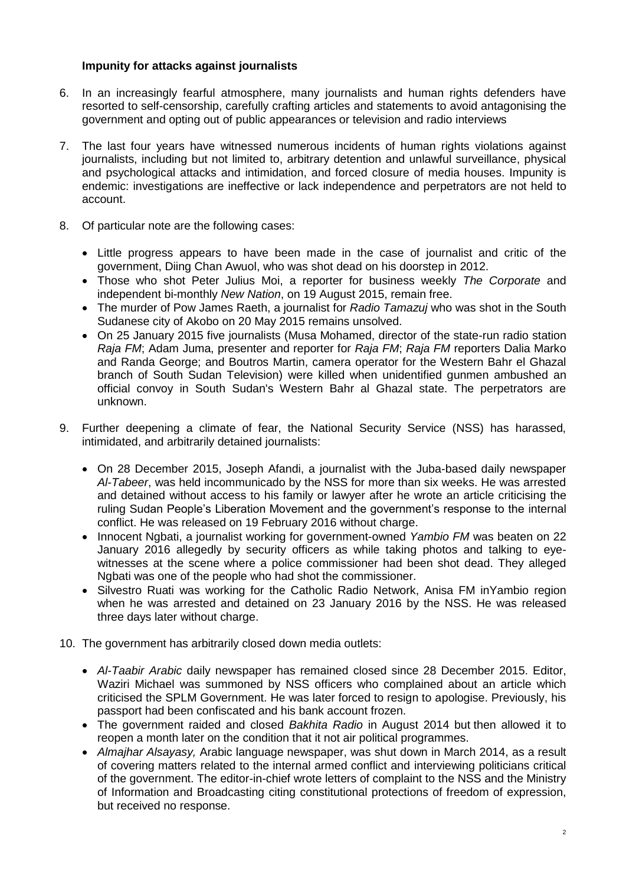### Impunity for attacks against journalists

6. In an increasingly fearful atmosphere, many journalists and human rights defenders have resorted to self-censorship, carefully crafting articles and statements to avoid antagonising the government and opting out of public appearances or television and radio interviews

7. The last four years have witnessed numerous incidents of human rights violations against journalists, including but not limited to, arbitrary detention and unlawful surveillance, physical and psychological attacks and intimidation, and forced closure of media houses. Impunity is endemic: investigations are ineffective or lack independence and perpetrators are not held to account.

8. Of particular note are the following cases:

   - Little progress appears to have been made in the case of journalist and critic of the government, Diing Chan Awuol, who was shot dead on his doorstep in 2012.
   - Those who shot Peter Julius Moi, a reporter for business weekly *The Corporate* and independent bi-monthly *New Nation*, on 19 August 2015, remain free.
   - The murder of Pow James Raeth, a journalist for *Radio Tamazuj* who was shot in the South Sudanese city of Akobo on 20 May 2015 remains unsolved.
   - On 25 January 2015 five journalists (Musa Mohamed, director of the state-run radio station *Raja FM*; Adam Juma, presenter and reporter for *Raja FM*; *Raja FM* reporters Dalia Marko and Randa George; and Boutros Martin, camera operator for the Western Bahr el Ghazal branch of South Sudan Television) were killed when unidentified gunmen ambushed an official convoy in South Sudan's Western Bahr al Ghazal state. The perpetrators are unknown.

9. Further deepening a climate of fear, the National Security Service (NSS) has harassed, intimidated, and arbitrarily detained journalists:

   - On 28 December 2015, Joseph Afandi, a journalist with the Juba-based daily newspaper *Al-Tabeer*, was held incommunicado by the NSS for more than six weeks. He was arrested and detained without access to his family or lawyer after he wrote an article criticising the ruling Sudan People's Liberation Movement and the government's response to the internal conflict. He was released on 19 February 2016 without charge.
   - Innocent Ngbati, a journalist working for government-owned *Yambio FM* was beaten on 22 January 2016 allegedly by security officers as while taking photos and talking to eye-witnesses at the scene where a police commissioner had been shot dead. They alleged Ngbati was one of the people who had shot the commissioner.
   - Silvestro Ruati was working for the Catholic Radio Network, Anisa FM inYambio region when he was arrested and detained on 23 January 2016 by the NSS. He was released three days later without charge.

10. The government has arbitrarily closed down media outlets:

    - *Al-Taabir Arabic* daily newspaper has remained closed since 28 December 2015. Editor, Waziri Michael was summoned by NSS officers who complained about an article which criticised the SPLM Government. He was later forced to resign to apologise. Previously, his passport had been confiscated and his bank account frozen.
    - The government raided and closed *Bakhita Radio* in August 2014 but then allowed it to reopen a month later on the condition that it not air political programmes.
    - *Almajhar Alsayasy,* Arabic language newspaper, was shut down in March 2014, as a result of covering matters related to the internal armed conflict and interviewing politicians critical of the government. The editor-in-chief wrote letters of complaint to the NSS and the Ministry of Information and Broadcasting citing constitutional protections of freedom of expression, but received no response.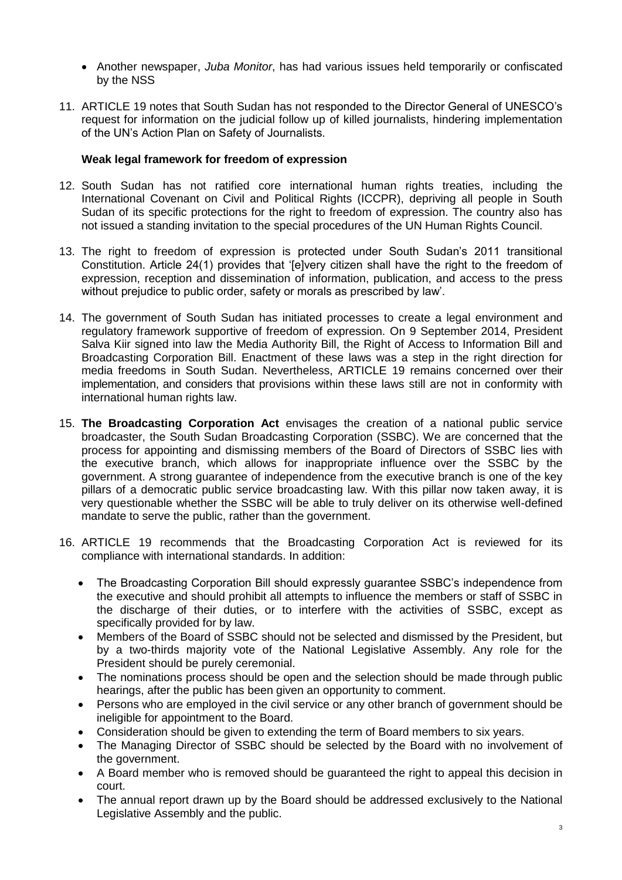- Another newspaper, *Juba Monitor*, has had various issues held temporarily or confiscated by the NSS

11. ARTICLE 19 notes that South Sudan has not responded to the Director General of UNESCO's request for information on the judicial follow up of killed journalists, hindering implementation of the UN's Action Plan on Safety of Journalists.

**Weak legal framework for freedom of expression**

12. South Sudan has not ratified core international human rights treaties, including the International Covenant on Civil and Political Rights (ICCPR), depriving all people in South Sudan of its specific protections for the right to freedom of expression. The country also has not issued a standing invitation to the special procedures of the UN Human Rights Council.

13. The right to freedom of expression is protected under South Sudan's 2011 transitional Constitution. Article 24(1) provides that '[e]very citizen shall have the right to the freedom of expression, reception and dissemination of information, publication, and access to the press without prejudice to public order, safety or morals as prescribed by law'.

14. The government of South Sudan has initiated processes to create a legal environment and regulatory framework supportive of freedom of expression. On 9 September 2014, President Salva Kiir signed into law the Media Authority Bill, the Right of Access to Information Bill and Broadcasting Corporation Bill. Enactment of these laws was a step in the right direction for media freedoms in South Sudan. Nevertheless, ARTICLE 19 remains concerned over their implementation, and considers that provisions within these laws still are not in conformity with international human rights law.

15. **The Broadcasting Corporation Act** envisages the creation of a national public service broadcaster, the South Sudan Broadcasting Corporation (SSBC). We are concerned that the process for appointing and dismissing members of the Board of Directors of SSBC lies with the executive branch, which allows for inappropriate influence over the SSBC by the government. A strong guarantee of independence from the executive branch is one of the key pillars of a democratic public service broadcasting law. With this pillar now taken away, it is very questionable whether the SSBC will be able to truly deliver on its otherwise well-defined mandate to serve the public, rather than the government.

16. ARTICLE 19 recommends that the Broadcasting Corporation Act is reviewed for its compliance with international standards. In addition:
    - The Broadcasting Corporation Bill should expressly guarantee SSBC's independence from the executive and should prohibit all attempts to influence the members or staff of SSBC in the discharge of their duties, or to interfere with the activities of SSBC, except as specifically provided for by law.
    - Members of the Board of SSBC should not be selected and dismissed by the President, but by a two-thirds majority vote of the National Legislative Assembly. Any role for the President should be purely ceremonial.
    - The nominations process should be open and the selection should be made through public hearings, after the public has been given an opportunity to comment.
    - Persons who are employed in the civil service or any other branch of government should be ineligible for appointment to the Board.
    - Consideration should be given to extending the term of Board members to six years.
    - The Managing Director of SSBC should be selected by the Board with no involvement of the government.
    - A Board member who is removed should be guaranteed the right to appeal this decision in court.
    - The annual report drawn up by the Board should be addressed exclusively to the National Legislative Assembly and the public.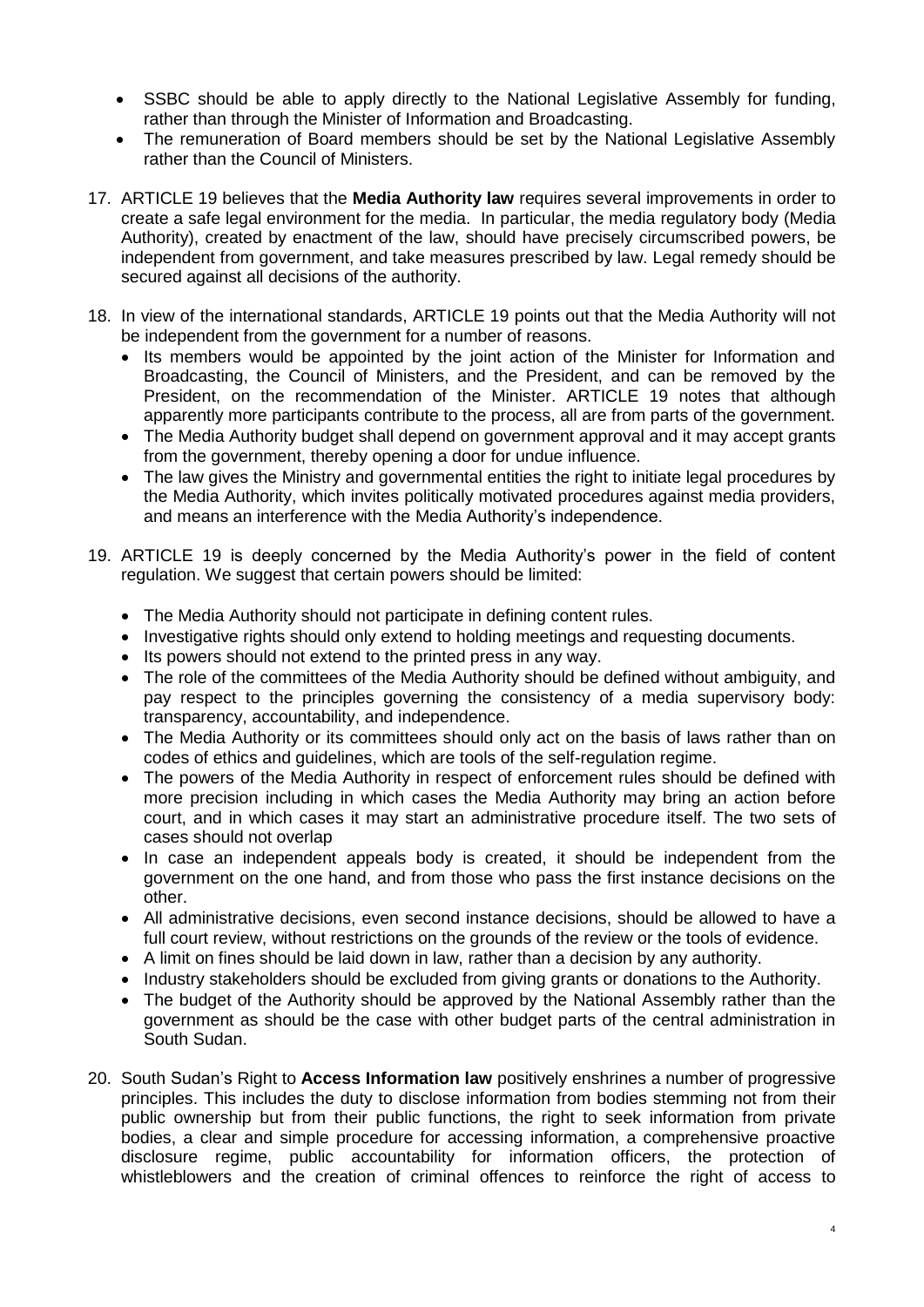- SSBC should be able to apply directly to the National Legislative Assembly for funding, rather than through the Minister of Information and Broadcasting.
- The remuneration of Board members should be set by the National Legislative Assembly rather than the Council of Ministers.

17. ARTICLE 19 believes that the **Media Authority law** requires several improvements in order to create a safe legal environment for the media. In particular, the media regulatory body (Media Authority), created by enactment of the law, should have precisely circumscribed powers, be independent from government, and take measures prescribed by law. Legal remedy should be secured against all decisions of the authority.

18. In view of the international standards, ARTICLE 19 points out that the Media Authority will not be independent from the government for a number of reasons.
    - Its members would be appointed by the joint action of the Minister for Information and Broadcasting, the Council of Ministers, and the President, and can be removed by the President, on the recommendation of the Minister. ARTICLE 19 notes that although apparently more participants contribute to the process, all are from parts of the government.
    - The Media Authority budget shall depend on government approval and it may accept grants from the government, thereby opening a door for undue influence.
    - The law gives the Ministry and governmental entities the right to initiate legal procedures by the Media Authority, which invites politically motivated procedures against media providers, and means an interference with the Media Authority's independence.

19. ARTICLE 19 is deeply concerned by the Media Authority's power in the field of content regulation. We suggest that certain powers should be limited:
    - The Media Authority should not participate in defining content rules.
    - Investigative rights should only extend to holding meetings and requesting documents.
    - Its powers should not extend to the printed press in any way.
    - The role of the committees of the Media Authority should be defined without ambiguity, and pay respect to the principles governing the consistency of a media supervisory body: transparency, accountability, and independence.
    - The Media Authority or its committees should only act on the basis of laws rather than on codes of ethics and guidelines, which are tools of the self-regulation regime.
    - The powers of the Media Authority in respect of enforcement rules should be defined with more precision including in which cases the Media Authority may bring an action before court, and in which cases it may start an administrative procedure itself. The two sets of cases should not overlap
    - In case an independent appeals body is created, it should be independent from the government on the one hand, and from those who pass the first instance decisions on the other.
    - All administrative decisions, even second instance decisions, should be allowed to have a full court review, without restrictions on the grounds of the review or the tools of evidence.
    - A limit on fines should be laid down in law, rather than a decision by any authority.
    - Industry stakeholders should be excluded from giving grants or donations to the Authority.
    - The budget of the Authority should be approved by the National Assembly rather than the government as should be the case with other budget parts of the central administration in South Sudan.

20. South Sudan's Right to **Access Information law** positively enshrines a number of progressive principles. This includes the duty to disclose information from bodies stemming not from their public ownership but from their public functions, the right to seek information from private bodies, a clear and simple procedure for accessing information, a comprehensive proactive disclosure regime, public accountability for information officers, the protection of whistleblowers and the creation of criminal offences to reinforce the right of access to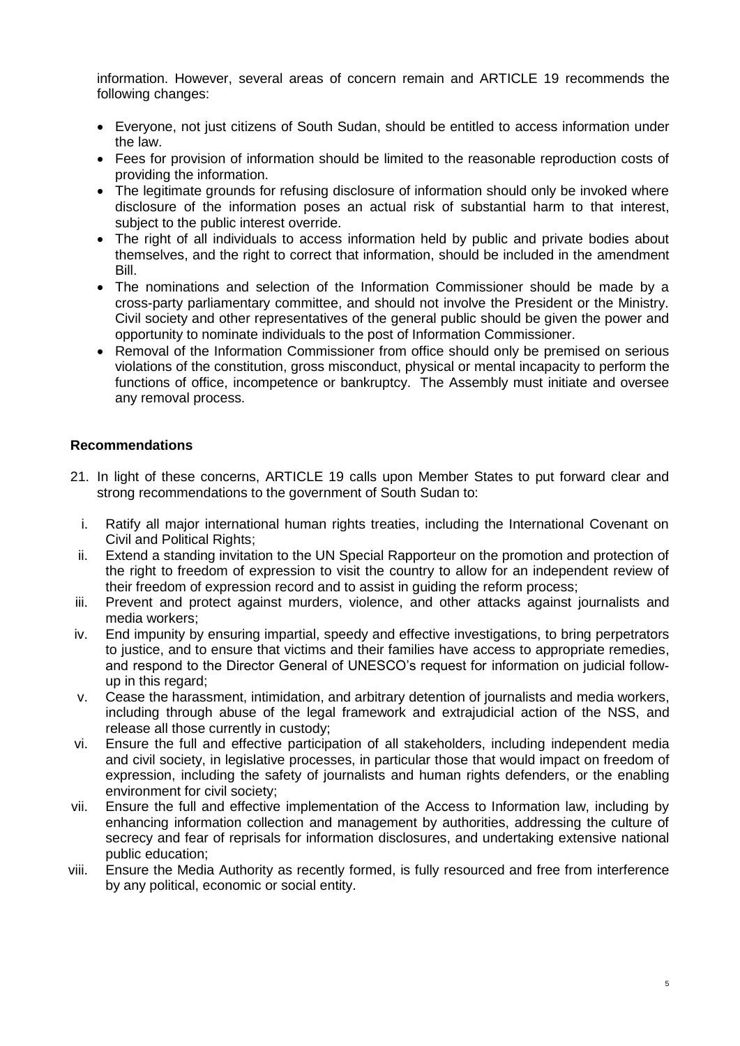information. However, several areas of concern remain and ARTICLE 19 recommends the following changes:

- Everyone, not just citizens of South Sudan, should be entitled to access information under the law.
- Fees for provision of information should be limited to the reasonable reproduction costs of providing the information.
- The legitimate grounds for refusing disclosure of information should only be invoked where disclosure of the information poses an actual risk of substantial harm to that interest, subject to the public interest override.
- The right of all individuals to access information held by public and private bodies about themselves, and the right to correct that information, should be included in the amendment Bill.
- The nominations and selection of the Information Commissioner should be made by a cross-party parliamentary committee, and should not involve the President or the Ministry. Civil society and other representatives of the general public should be given the power and opportunity to nominate individuals to the post of Information Commissioner.
- Removal of the Information Commissioner from office should only be premised on serious violations of the constitution, gross misconduct, physical or mental incapacity to perform the functions of office, incompetence or bankruptcy. The Assembly must initiate and oversee any removal process.

## Recommendations

21. In light of these concerns, ARTICLE 19 calls upon Member States to put forward clear and strong recommendations to the government of South Sudan to:

    i. Ratify all major international human rights treaties, including the International Covenant on Civil and Political Rights;

    ii. Extend a standing invitation to the UN Special Rapporteur on the promotion and protection of the right to freedom of expression to visit the country to allow for an independent review of their freedom of expression record and to assist in guiding the reform process;

    iii. Prevent and protect against murders, violence, and other attacks against journalists and media workers;

    iv. End impunity by ensuring impartial, speedy and effective investigations, to bring perpetrators to justice, and to ensure that victims and their families have access to appropriate remedies, and respond to the Director General of UNESCO's request for information on judicial follow-up in this regard;

    v. Cease the harassment, intimidation, and arbitrary detention of journalists and media workers, including through abuse of the legal framework and extrajudicial action of the NSS, and release all those currently in custody;

    vi. Ensure the full and effective participation of all stakeholders, including independent media and civil society, in legislative processes, in particular those that would impact on freedom of expression, including the safety of journalists and human rights defenders, or the enabling environment for civil society;

    vii. Ensure the full and effective implementation of the Access to Information law, including by enhancing information collection and management by authorities, addressing the culture of secrecy and fear of reprisals for information disclosures, and undertaking extensive national public education;

    viii. Ensure the Media Authority as recently formed, is fully resourced and free from interference by any political, economic or social entity.